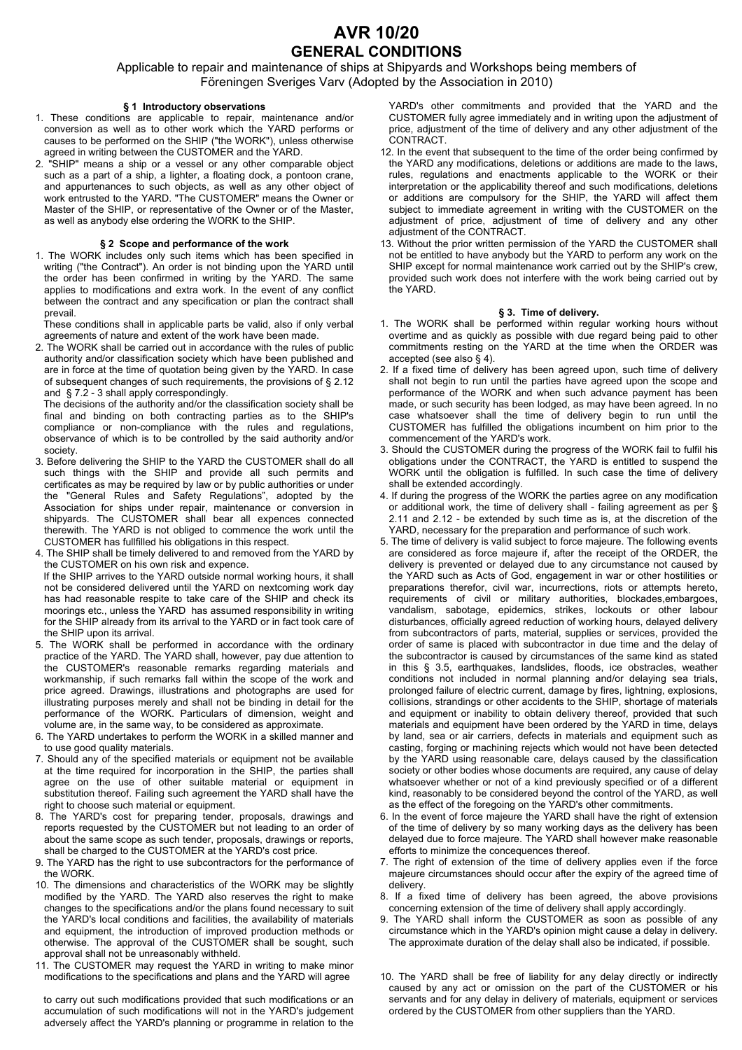# AVR 10/20
# GENERAL CONDITIONS

Applicable to repair and maintenance of ships at Shipyards and Workshops being members of Föreningen Sveriges Varv (Adopted by the Association in 2010)

### § 1 Introductory observations

1. These conditions are applicable to repair, maintenance and/or conversion as well as to other work which the YARD performs or causes to be performed on the SHIP ("the WORK"), unless otherwise agreed in writing between the CUSTOMER and the YARD.
2. "SHIP" means a ship or a vessel or any other comparable object such as a part of a ship, a lighter, a floating dock, a pontoon crane, and appurtenances to such objects, as well as any other object of work entrusted to the YARD. "The CUSTOMER" means the Owner or Master of the SHIP, or representative of the Owner or of the Master, as well as anybody else ordering the WORK to the SHIP.

### § 2 Scope and performance of the work

1. The WORK includes only such items which has been specified in writing ("the Contract"). An order is not binding upon the YARD until the order has been confirmed in writing by the YARD. The same applies to modifications and extra work. In the event of any conflict between the contract and any specification or plan the contract shall prevail.

   These conditions shall in applicable parts be valid, also if only verbal agreements of nature and extent of the work have been made.
2. The WORK shall be carried out in accordance with the rules of public authority and/or classification society which have been published and are in force at the time of quotation being given by the YARD. In case of subsequent changes of such requirements, the provisions of § 2.12 and § 7.2 - 3 shall apply correspondingly.

   The decisions of the authority and/or the classification society shall be final and binding on both contracting parties as to the SHIP's compliance or non-compliance with the rules and regulations, observance of which is to be controlled by the said authority and/or society.
3. Before delivering the SHIP to the YARD the CUSTOMER shall do all such things with the SHIP and provide all such permits and certificates as may be required by law or by public authorities or under the "General Rules and Safety Regulations", adopted by the Association for ships under repair, maintenance or conversion in shipyards. The CUSTOMER shall bear all expences connected therewith. The YARD is not obliged to commence the work until the CUSTOMER has fullfilled his obligations in this respect.
4. The SHIP shall be timely delivered to and removed from the YARD by the CUSTOMER on his own risk and expence.

   If the SHIP arrives to the YARD outside normal working hours, it shall not be considered delivered until the YARD on nextcoming work day has had reasonable respite to take care of the SHIP and check its moorings etc., unless the YARD has assumed responsibility in writing for the SHIP already from its arrival to the YARD or in fact took care of the SHIP upon its arrival.
5. The WORK shall be performed in accordance with the ordinary practice of the YARD. The YARD shall, however, pay due attention to the CUSTOMER's reasonable remarks regarding materials and workmanship, if such remarks fall within the scope of the work and price agreed. Drawings, illustrations and photographs are used for illustrating purposes merely and shall not be binding in detail for the performance of the WORK. Particulars of dimension, weight and volume are, in the same way, to be considered as approximate.
6. The YARD undertakes to perform the WORK in a skilled manner and to use good quality materials.
7. Should any of the specified materials or equipment not be available at the time required for incorporation in the SHIP, the parties shall agree on the use of other suitable material or equipment in substitution thereof. Failing such agreement the YARD shall have the right to choose such material or equipment.
8. The YARD's cost for preparing tender, proposals, drawings and reports requested by the CUSTOMER but not leading to an order of about the same scope as such tender, proposals, drawings or reports, shall be charged to the CUSTOMER at the YARD's cost price.
9. The YARD has the right to use subcontractors for the performance of the WORK.
10. The dimensions and characteristics of the WORK may be slightly modified by the YARD. The YARD also reserves the right to make changes to the specifications and/or the plans found necessary to suit the YARD's local conditions and facilities, the availability of materials and equipment, the introduction of improved production methods or otherwise. The approval of the CUSTOMER shall be sought, such approval shall not be unreasonably withheld.
11. The CUSTOMER may request the YARD in writing to make minor modifications to the specifications and plans and the YARD will agree to carry out such modifications provided that such modifications or an accumulation of such modifications will not in the YARD's judgement adversely affect the YARD's planning or programme in relation to the YARD's other commitments and provided that the YARD and the CUSTOMER fully agree immediately and in writing upon the adjustment of price, adjustment of the time of delivery and any other adjustment of the CONTRACT.
12. In the event that subsequent to the time of the order being confirmed by the YARD any modifications, deletions or additions are made to the laws, rules, regulations and enactments applicable to the WORK or their interpretation or the applicability thereof and such modifications, deletions or additions are compulsory for the SHIP, the YARD will affect them subject to immediate agreement in writing with the CUSTOMER on the adjustment of price, adjustment of time of delivery and any other adjustment of the CONTRACT.
13. Without the prior written permission of the YARD the CUSTOMER shall not be entitled to have anybody but the YARD to perform any work on the SHIP except for normal maintenance work carried out by the SHIP's crew, provided such work does not interfere with the work being carried out by the YARD.

### § 3. Time of delivery.

1. The WORK shall be performed within regular working hours without overtime and as quickly as possible with due regard being paid to other commitments resting on the YARD at the time when the ORDER was accepted (see also § 4).
2. If a fixed time of delivery has been agreed upon, such time of delivery shall not begin to run until the parties have agreed upon the scope and performance of the WORK and when such advance payment has been made, or such security has been lodged, as may have been agreed. In no case whatsoever shall the time of delivery begin to run until the CUSTOMER has fulfilled the obligations incumbent on him prior to the commencement of the YARD's work.
3. Should the CUSTOMER during the progress of the WORK fail to fulfil his obligations under the CONTRACT, the YARD is entitled to suspend the WORK until the obligation is fulfilled. In such case the time of delivery shall be extended accordingly.
4. If during the progress of the WORK the parties agree on any modification or additional work, the time of delivery shall - failing agreement as per § 2.11 and 2.12 - be extended by such time as is, at the discretion of the YARD, necessary for the preparation and performance of such work.
5. The time of delivery is valid subject to force majeure. The following events are considered as force majeure if, after the receipt of the ORDER, the delivery is prevented or delayed due to any circumstance not caused by the YARD such as Acts of God, engagement in war or other hostilities or preparations therefor, civil war, incurrections, riots or attempts hereto, requirements of civil or military authorities, blockades,embargoes, vandalism, sabotage, epidemics, strikes, lockouts or other labour disturbances, officially agreed reduction of working hours, delayed delivery from subcontractors of parts, material, supplies or services, provided the order of same is placed with subcontractor in due time and the delay of the subcontractor is caused by circumstances of the same kind as stated in this § 3.5, earthquakes, landslides, floods, ice obstracles, weather conditions not included in normal planning and/or delaying sea trials, prolonged failure of electric current, damage by fires, lightning, explosions, collisions, strandings or other accidents to the SHIP, shortage of materials and equipment or inability to obtain delivery thereof, provided that such materials and equipment have been ordered by the YARD in time, delays by land, sea or air carriers, defects in materials and equipment such as casting, forging or machining rejects which would not have been detected by the YARD using reasonable care, delays caused by the classification society or other bodies whose documents are required, any cause of delay whatsoever whether or not of a kind previously specified or of a different kind, reasonably to be considered beyond the control of the YARD, as well as the effect of the foregoing on the YARD's other commitments.
6. In the event of force majeure the YARD shall have the right of extension of the time of delivery by so many working days as the delivery has been delayed due to force majeure. The YARD shall however make reasonable efforts to minimize the concequences thereof.
7. The right of extension of the time of delivery applies even if the force majeure circumstances should occur after the expiry of the agreed time of delivery.
8. If a fixed time of delivery has been agreed, the above provisions concerning extension of the time of delivery shall apply accordingly.
9. The YARD shall inform the CUSTOMER as soon as possible of any circumstance which in the YARD's opinion might cause a delay in delivery. The approximate duration of the delay shall also be indicated, if possible.
10. The YARD shall be free of liability for any delay directly or indirectly caused by any act or omission on the part of the CUSTOMER or his servants and for any delay in delivery of materials, equipment or services ordered by the CUSTOMER from other suppliers than the YARD.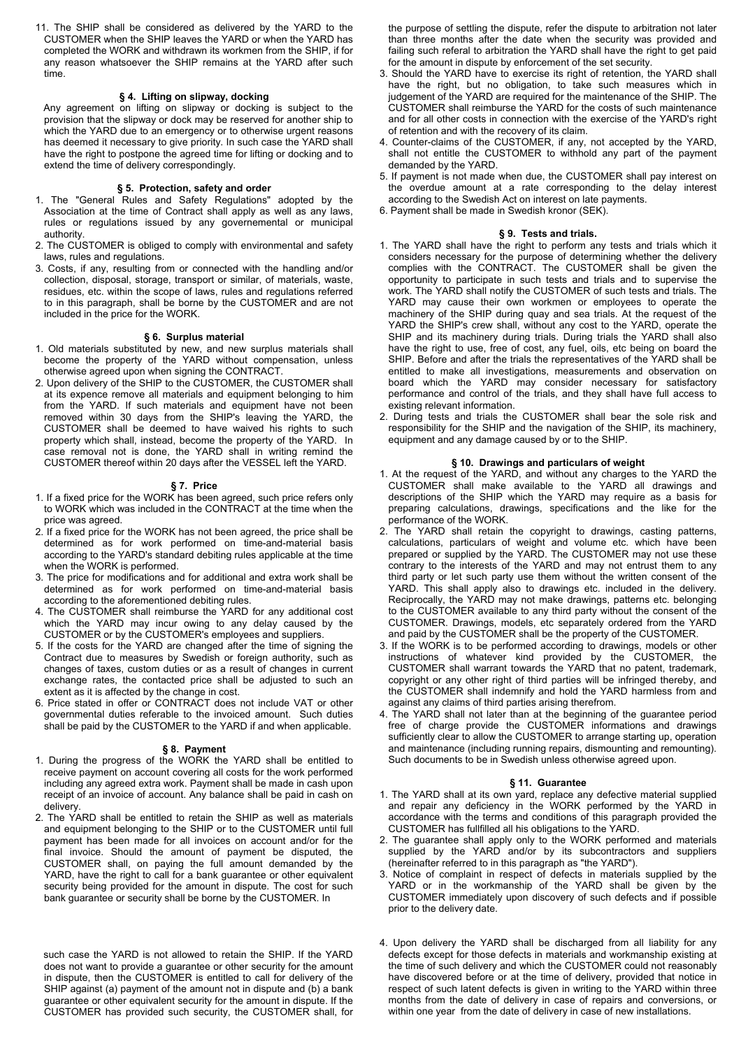11. The SHIP shall be considered as delivered by the YARD to the CUSTOMER when the SHIP leaves the YARD or when the YARD has completed the WORK and withdrawn its workmen from the SHIP, if for any reason whatsoever the SHIP remains at the YARD after such time.

### § 4. Lifting on slipway, docking

Any agreement on lifting on slipway or docking is subject to the provision that the slipway or dock may be reserved for another ship to which the YARD due to an emergency or to otherwise urgent reasons has deemed it necessary to give priority. In such case the YARD shall have the right to postpone the agreed time for lifting or docking and to extend the time of delivery correspondingly.

### § 5. Protection, safety and order

1. The "General Rules and Safety Regulations" adopted by the Association at the time of Contract shall apply as well as any laws, rules or regulations issued by any governemental or municipal authority.
2. The CUSTOMER is obliged to comply with environmental and safety laws, rules and regulations.
3. Costs, if any, resulting from or connected with the handling and/or collection, disposal, storage, transport or similar, of materials, waste, residues, etc. within the scope of laws, rules and regulations referred to in this paragraph, shall be borne by the CUSTOMER and are not included in the price for the WORK.

### § 6. Surplus material

1. Old materials substituted by new, and new surplus materials shall become the property of the YARD without compensation, unless otherwise agreed upon when signing the CONTRACT.
2. Upon delivery of the SHIP to the CUSTOMER, the CUSTOMER shall at its expence remove all materials and equipment belonging to him from the YARD. If such materials and equipment have not been removed within 30 days from the SHIP's leaving the YARD, the CUSTOMER shall be deemed to have waived his rights to such property which shall, instead, become the property of the YARD. In case removal not is done, the YARD shall in writing remind the CUSTOMER thereof within 20 days after the VESSEL left the YARD.

### § 7. Price

1. If a fixed price for the WORK has been agreed, such price refers only to WORK which was included in the CONTRACT at the time when the price was agreed.
2. If a fixed price for the WORK has not been agreed, the price shall be determined as for work performed on time-and-material basis according to the YARD's standard debiting rules applicable at the time when the WORK is performed.
3. The price for modifications and for additional and extra work shall be determined as for work performed on time-and-material basis according to the aforementioned debiting rules.
4. The CUSTOMER shall reimburse the YARD for any additional cost which the YARD may incur owing to any delay caused by the CUSTOMER or by the CUSTOMER's employees and suppliers.
5. If the costs for the YARD are changed after the time of signing the Contract due to measures by Swedish or foreign authority, such as changes of taxes, custom duties or as a result of changes in current exchange rates, the contacted price shall be adjusted to such an extent as it is affected by the change in cost.
6. Price stated in offer or CONTRACT does not include VAT or other governmental duties referable to the invoiced amount. Such duties shall be paid by the CUSTOMER to the YARD if and when applicable.

### § 8. Payment

1. During the progress of the WORK the YARD shall be entitled to receive payment on account covering all costs for the work performed including any agreed extra work. Payment shall be made in cash upon receipt of an invoice of account. Any balance shall be paid in cash on delivery.
2. The YARD shall be entitled to retain the SHIP as well as materials and equipment belonging to the SHIP or to the CUSTOMER until full payment has been made for all invoices on account and/or for the final invoice. Should the amount of payment be disputed, the CUSTOMER shall, on paying the full amount demanded by the YARD, have the right to call for a bank guarantee or other equivalent security being provided for the amount in dispute. The cost for such bank guarantee or security shall be borne by the CUSTOMER. In such case the YARD is not allowed to retain the SHIP. If the YARD does not want to provide a guarantee or other security for the amount in dispute, then the CUSTOMER is entitled to call for delivery of the SHIP against (a) payment of the amount not in dispute and (b) a bank guarantee or other equivalent security for the amount in dispute. If the CUSTOMER has provided such security, the CUSTOMER shall, for the purpose of settling the dispute, refer the dispute to arbitration not later than three months after the date when the security was provided and failing such referal to arbitration the YARD shall have the right to get paid for the amount in dispute by enforcement of the set security.
3. Should the YARD have to exercise its right of retention, the YARD shall have the right, but no obligation, to take such measures which in judgement of the YARD are required for the maintenance of the SHIP. The CUSTOMER shall reimburse the YARD for the costs of such maintenance and for all other costs in connection with the exercise of the YARD's right of retention and with the recovery of its claim.
4. Counter-claims of the CUSTOMER, if any, not accepted by the YARD, shall not entitle the CUSTOMER to withhold any part of the payment demanded by the YARD.
5. If payment is not made when due, the CUSTOMER shall pay interest on the overdue amount at a rate corresponding to the delay interest according to the Swedish Act on interest on late payments.
6. Payment shall be made in Swedish kronor (SEK).

### § 9. Tests and trials.

1. The YARD shall have the right to perform any tests and trials which it considers necessary for the purpose of determining whether the delivery complies with the CONTRACT. The CUSTOMER shall be given the opportunity to participate in such tests and trials and to supervise the work. The YARD shall notify the CUSTOMER of such tests and trials. The YARD may cause their own workmen or employees to operate the machinery of the SHIP during quay and sea trials. At the request of the YARD the SHIP's crew shall, without any cost to the YARD, operate the SHIP and its machinery during trials. During trials the YARD shall also have the right to use, free of cost, any fuel, oils, etc being on board the SHIP. Before and after the trials the representatives of the YARD shall be entitled to make all investigations, measurements and observation on board which the YARD may consider necessary for satisfactory performance and control of the trials, and they shall have full access to existing relevant information.
2. During tests and trials the CUSTOMER shall bear the sole risk and responsibility for the SHIP and the navigation of the SHIP, its machinery, equipment and any damage caused by or to the SHIP.

### § 10. Drawings and particulars of weight

1. At the request of the YARD, and without any charges to the YARD the CUSTOMER shall make available to the YARD all drawings and descriptions of the SHIP which the YARD may require as a basis for preparing calculations, drawings, specifications and the like for the performance of the WORK.
2. The YARD shall retain the copyright to drawings, casting patterns, calculations, particulars of weight and volume etc. which have been prepared or supplied by the YARD. The CUSTOMER may not use these contrary to the interests of the YARD and may not entrust them to any third party or let such party use them without the written consent of the YARD. This shall apply also to drawings etc. included in the delivery. Reciprocally, the YARD may not make drawings, patterns etc. belonging to the CUSTOMER available to any third party without the consent of the CUSTOMER. Drawings, models, etc separately ordered from the YARD and paid by the CUSTOMER shall be the property of the CUSTOMER.
3. If the WORK is to be performed according to drawings, models or other instructions of whatever kind provided by the CUSTOMER, the CUSTOMER shall warrant towards the YARD that no patent, trademark, copyright or any other right of third parties will be infringed thereby, and the CUSTOMER shall indemnify and hold the YARD harmless from and against any claims of third parties arising therefrom.
4. The YARD shall not later than at the beginning of the guarantee period free of charge provide the CUSTOMER informations and drawings sufficiently clear to allow the CUSTOMER to arrange starting up, operation and maintenance (including running repairs, dismounting and remounting). Such documents to be in Swedish unless otherwise agreed upon.

### § 11. Guarantee

1. The YARD shall at its own yard, replace any defective material supplied and repair any deficiency in the WORK performed by the YARD in accordance with the terms and conditions of this paragraph provided the CUSTOMER has fullfilled all his obligations to the YARD.
2. The guarantee shall apply only to the WORK performed and materials supplied by the YARD and/or by its subcontractors and suppliers (hereinafter referred to in this paragraph as "the YARD").
3. Notice of complaint in respect of defects in materials supplied by the YARD or in the workmanship of the YARD shall be given by the CUSTOMER immediately upon discovery of such defects and if possible prior to the delivery date.
4. Upon delivery the YARD shall be discharged from all liability for any defects except for those defects in materials and workmanship existing at the time of such delivery and which the CUSTOMER could not reasonably have discovered before or at the time of delivery, provided that notice in respect of such latent defects is given in writing to the YARD within three months from the date of delivery in case of repairs and conversions, or within one year from the date of delivery in case of new installations.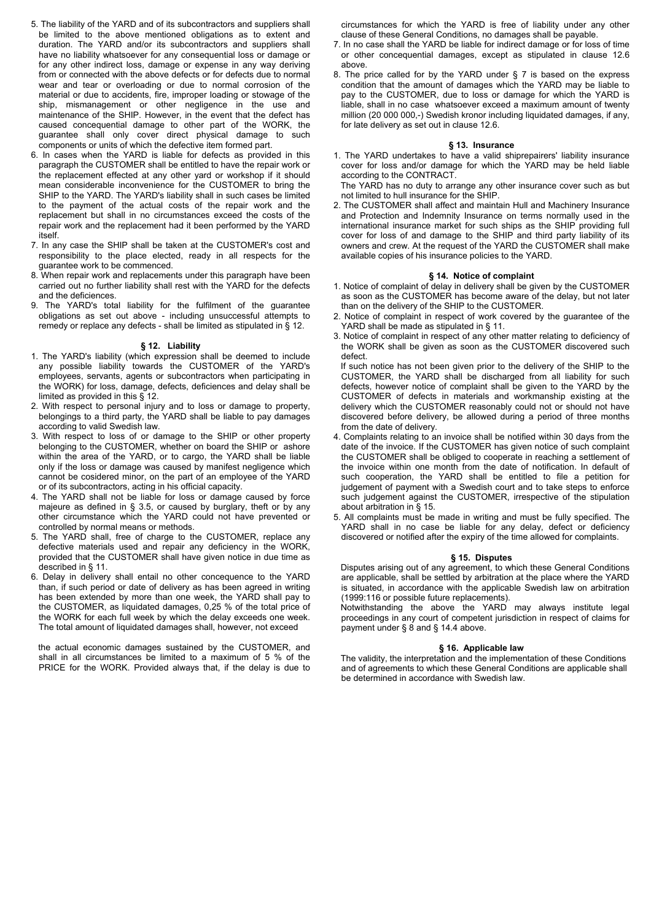5. The liability of the YARD and of its subcontractors and suppliers shall be limited to the above mentioned obligations as to extent and duration. The YARD and/or its subcontractors and suppliers shall have no liability whatsoever for any consequential loss or damage or for any other indirect loss, damage or expense in any way deriving from or connected with the above defects or for defects due to normal wear and tear or overloading or due to normal corrosion of the material or due to accidents, fire, improper loading or stowage of the ship, mismanagement or other negligence in the use and maintenance of the SHIP. However, in the event that the defect has caused concequential damage to other part of the WORK, the guarantee shall only cover direct physical damage to such components or units of which the defective item formed part.
6. In cases when the YARD is liable for defects as provided in this paragraph the CUSTOMER shall be entitled to have the repair work or the replacement effected at any other yard or workshop if it should mean considerable inconvenience for the CUSTOMER to bring the SHIP to the YARD. The YARD's liability shall in such cases be limited to the payment of the actual costs of the repair work and the replacement but shall in no circumstances exceed the costs of the repair work and the replacement had it been performed by the YARD itself.
7. In any case the SHIP shall be taken at the CUSTOMER's cost and responsibility to the place elected, ready in all respects for the guarantee work to be commenced.
8. When repair work and replacements under this paragraph have been carried out no further liability shall rest with the YARD for the defects and the deficiencies.
9. The YARD's total liability for the fulfilment of the guarantee obligations as set out above - including unsuccessful attempts to remedy or replace any defects - shall be limited as stipulated in § 12.

### § 12. Liability

1. The YARD's liability (which expression shall be deemed to include any possible liability towards the CUSTOMER of the YARD's employees, servants, agents or subcontractors when participating in the WORK) for loss, damage, defects, deficiences and delay shall be limited as provided in this § 12.
2. With respect to personal injury and to loss or damage to property, belongings to a third party, the YARD shall be liable to pay damages according to valid Swedish law.
3. With respect to loss of or damage to the SHIP or other property belonging to the CUSTOMER, whether on board the SHIP or ashore within the area of the YARD, or to cargo, the YARD shall be liable only if the loss or damage was caused by manifest negligence which cannot be cosidered minor, on the part of an employee of the YARD or of its subcontractors, acting in his official capacity.
4. The YARD shall not be liable for loss or damage caused by force majeure as defined in § 3.5, or caused by burglary, theft or by any other circumstance which the YARD could not have prevented or controlled by normal means or methods.
5. The YARD shall, free of charge to the CUSTOMER, replace any defective materials used and repair any deficiency in the WORK, provided that the CUSTOMER shall have given notice in due time as described in § 11.
6. Delay in delivery shall entail no other concequence to the YARD than, if such period or date of delivery as has been agreed in writing has been extended by more than one week, the YARD shall pay to the CUSTOMER, as liquidated damages, 0,25 % of the total price of the WORK for each full week by which the delay exceeds one week. The total amount of liquidated damages shall, however, not exceed the actual economic damages sustained by the CUSTOMER, and shall in all circumstances be limited to a maximum of 5 % of the PRICE for the WORK. Provided always that, if the delay is due to circumstances for which the YARD is free of liability under any other clause of these General Conditions, no damages shall be payable.
7. In no case shall the YARD be liable for indirect damage or for loss of time or other concequential damages, except as stipulated in clause 12.6 above.
8. The price called for by the YARD under § 7 is based on the express condition that the amount of damages which the YARD may be liable to pay to the CUSTOMER, due to loss or damage for which the YARD is liable, shall in no case whatsoever exceed a maximum amount of twenty million (20 000 000,-) Swedish kronor including liquidated damages, if any, for late delivery as set out in clause 12.6.

### § 13. Insurance

1. The YARD undertakes to have a valid shiprepairers' liability insurance cover for loss and/or damage for which the YARD may be held liable according to the CONTRACT.
   The YARD has no duty to arrange any other insurance cover such as but not limited to hull insurance for the SHIP.
2. The CUSTOMER shall affect and maintain Hull and Machinery Insurance and Protection and Indemnity Insurance on terms normally used in the international insurance market for such ships as the SHIP providing full cover for loss of and damage to the SHIP and third party liability of its owners and crew. At the request of the YARD the CUSTOMER shall make available copies of his insurance policies to the YARD.

### § 14. Notice of complaint

1. Notice of complaint of delay in delivery shall be given by the CUSTOMER as soon as the CUSTOMER has become aware of the delay, but not later than on the delivery of the SHIP to the CUSTOMER.
2. Notice of complaint in respect of work covered by the guarantee of the YARD shall be made as stipulated in § 11.
3. Notice of complaint in respect of any other matter relating to deficiency of the WORK shall be given as soon as the CUSTOMER discovered such defect.
   If such notice has not been given prior to the delivery of the SHIP to the CUSTOMER, the YARD shall be discharged from all liability for such defects, however notice of complaint shall be given to the YARD by the CUSTOMER of defects in materials and workmanship existing at the delivery which the CUSTOMER reasonably could not or should not have discovered before delivery, be allowed during a period of three months from the date of delivery.
4. Complaints relating to an invoice shall be notified within 30 days from the date of the invoice. If the CUSTOMER has given notice of such complaint the CUSTOMER shall be obliged to cooperate in reaching a settlement of the invoice within one month from the date of notification. In default of such cooperation, the YARD shall be entitled to file a petition for judgement of payment with a Swedish court and to take steps to enforce such judgement against the CUSTOMER, irrespective of the stipulation about arbitration in § 15.
5. All complaints must be made in writing and must be fully specified. The YARD shall in no case be liable for any delay, defect or deficiency discovered or notified after the expiry of the time allowed for complaints.

### § 15. Disputes

Disputes arising out of any agreement, to which these General Conditions are applicable, shall be settled by arbitration at the place where the YARD is situated, in accordance with the applicable Swedish law on arbitration (1999:116 or possible future replacements).

Notwithstanding the above the YARD may always institute legal proceedings in any court of competent jurisdiction in respect of claims for payment under § 8 and § 14.4 above.

### § 16. Applicable law

The validity, the interpretation and the implementation of these Conditions and of agreements to which these General Conditions are applicable shall be determined in accordance with Swedish law.